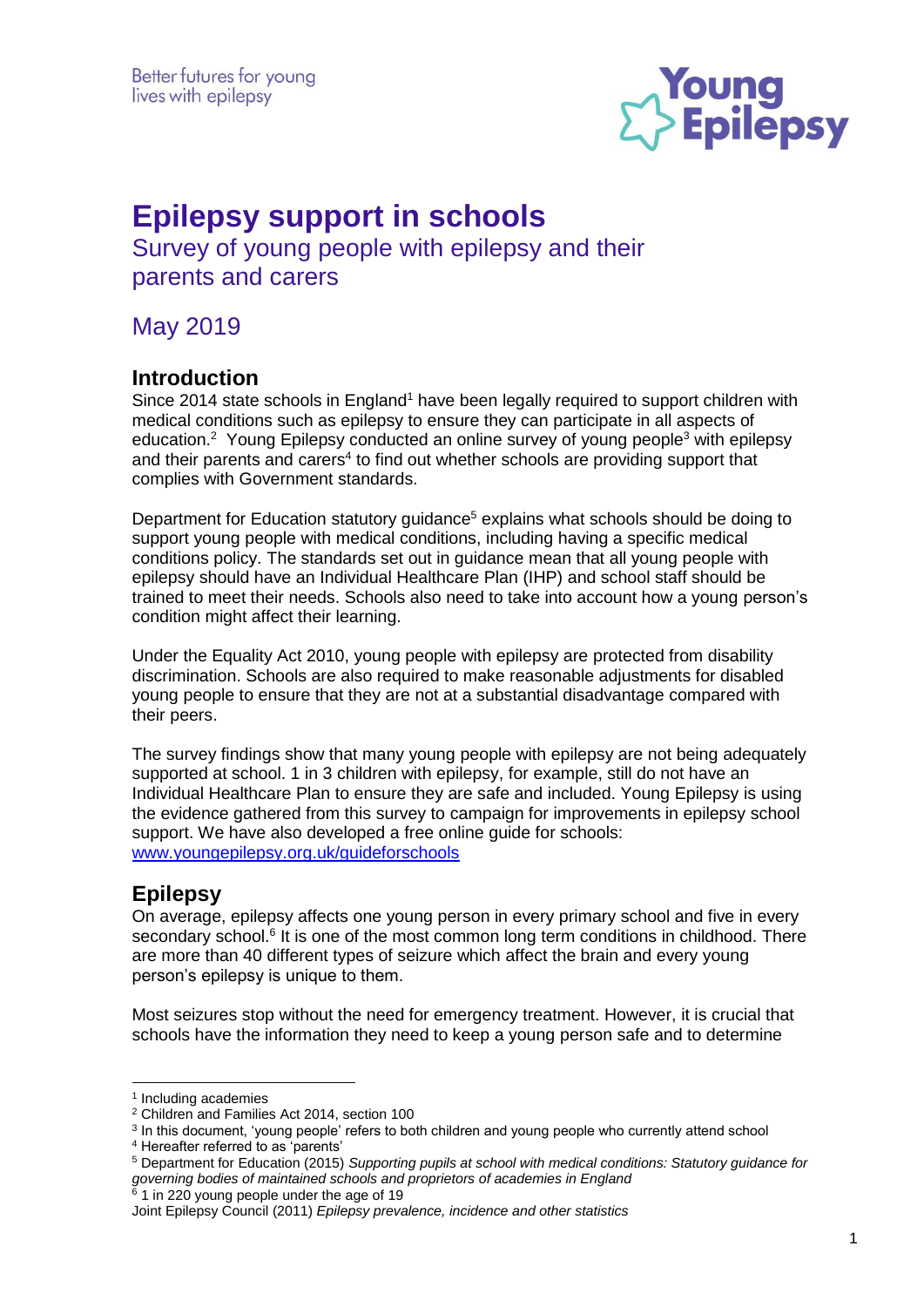Better futures for young lives with epilepsy

Young Epilepsy

# Epilepsy support in schools

## Survey of young people with epilepsy and their parents and carers

## May 2019

### Introduction

Since 2014 state schools in England[1] have been legally required to support children with medical conditions such as epilepsy to ensure they can participate in all aspects of education.[2] Young Epilepsy conducted an online survey of young people[3] with epilepsy and their parents and carers[4] to find out whether schools are providing support that complies with Government standards.

Department for Education statutory guidance[5] explains what schools should be doing to support young people with medical conditions, including having a specific medical conditions policy. The standards set out in guidance mean that all young people with epilepsy should have an Individual Healthcare Plan (IHP) and school staff should be trained to meet their needs. Schools also need to take into account how a young person's condition might affect their learning.

Under the Equality Act 2010, young people with epilepsy are protected from disability discrimination. Schools are also required to make reasonable adjustments for disabled young people to ensure that they are not at a substantial disadvantage compared with their peers.

The survey findings show that many young people with epilepsy are not being adequately supported at school. 1 in 3 children with epilepsy, for example, still do not have an Individual Healthcare Plan to ensure they are safe and included. Young Epilepsy is using the evidence gathered from this survey to campaign for improvements in epilepsy school support. We have also developed a free online guide for schools: [www.youngepilepsy.org.uk/guideforschools](www.youngepilepsy.org.uk/guideforschools)

### Epilepsy

On average, epilepsy affects one young person in every primary school and five in every secondary school.[6] It is one of the most common long term conditions in childhood. There are more than 40 different types of seizure which affect the brain and every young person's epilepsy is unique to them.

Most seizures stop without the need for emergency treatment. However, it is crucial that schools have the information they need to keep a young person safe and to determine

---

[1] Including academies

[2] Children and Families Act 2014, section 100

[3] In this document, 'young people' refers to both children and young people who currently attend school

[4] Hereafter referred to as 'parents'

[5] Department for Education (2015) *Supporting pupils at school with medical conditions: Statutory guidance for governing bodies of maintained schools and proprietors of academies in England*

[6] 1 in 220 young people under the age of 19
Joint Epilepsy Council (2011) *Epilepsy prevalence, incidence and other statistics*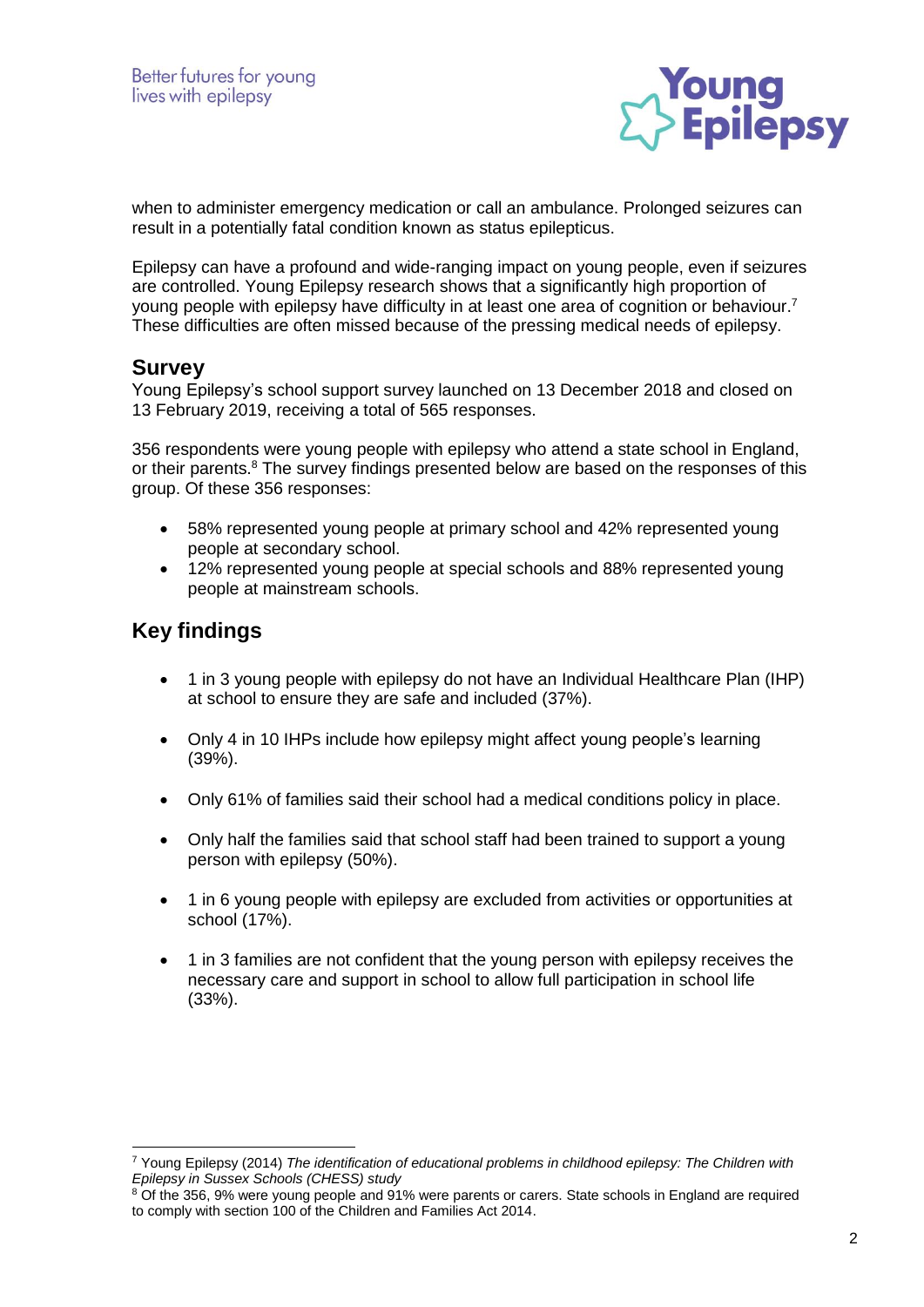when to administer emergency medication or call an ambulance. Prolonged seizures can result in a potentially fatal condition known as status epilepticus.

Epilepsy can have a profound and wide-ranging impact on young people, even if seizures are controlled. Young Epilepsy research shows that a significantly high proportion of young people with epilepsy have difficulty in at least one area of cognition or behaviour.[7] These difficulties are often missed because of the pressing medical needs of epilepsy.

## Survey

Young Epilepsy's school support survey launched on 13 December 2018 and closed on 13 February 2019, receiving a total of 565 responses.

356 respondents were young people with epilepsy who attend a state school in England, or their parents.[8] The survey findings presented below are based on the responses of this group. Of these 356 responses:

- 58% represented young people at primary school and 42% represented young people at secondary school.
- 12% represented young people at special schools and 88% represented young people at mainstream schools.

## Key findings

- 1 in 3 young people with epilepsy do not have an Individual Healthcare Plan (IHP) at school to ensure they are safe and included (37%).
- Only 4 in 10 IHPs include how epilepsy might affect young people's learning (39%).
- Only 61% of families said their school had a medical conditions policy in place.
- Only half the families said that school staff had been trained to support a young person with epilepsy (50%).
- 1 in 6 young people with epilepsy are excluded from activities or opportunities at school (17%).
- 1 in 3 families are not confident that the young person with epilepsy receives the necessary care and support in school to allow full participation in school life (33%).

---

[7] Young Epilepsy (2014) *The identification of educational problems in childhood epilepsy: The Children with Epilepsy in Sussex Schools (CHESS) study*

[8] Of the 356, 9% were young people and 91% were parents or carers. State schools in England are required to comply with section 100 of the Children and Families Act 2014.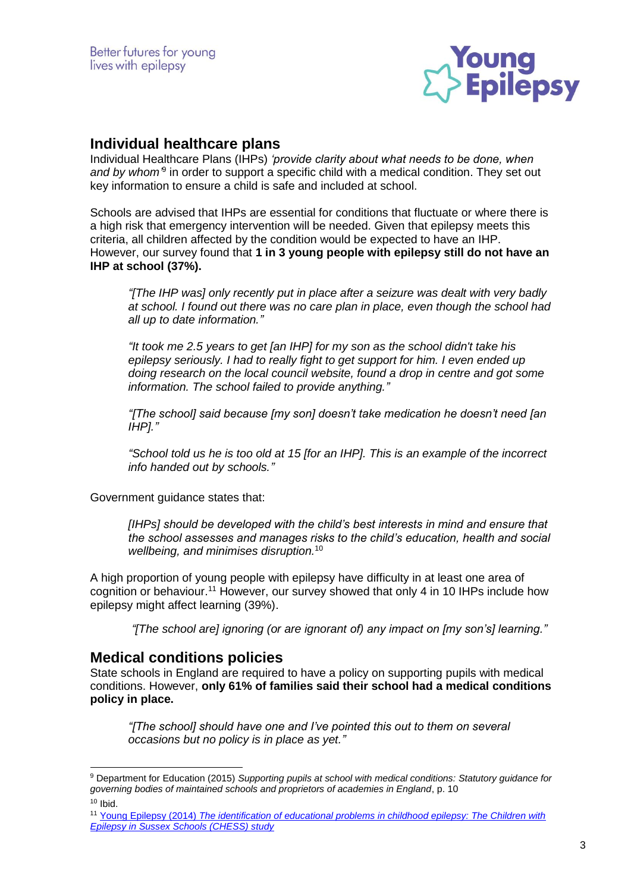## Individual healthcare plans

Individual Healthcare Plans (IHPs) *'provide clarity about what needs to be done, when and by whom'*[9] in order to support a specific child with a medical condition. They set out key information to ensure a child is safe and included at school.

Schools are advised that IHPs are essential for conditions that fluctuate or where there is a high risk that emergency intervention will be needed. Given that epilepsy meets this criteria, all children affected by the condition would be expected to have an IHP. However, our survey found that **1 in 3 young people with epilepsy still do not have an IHP at school (37%).**

> *"[The IHP was] only recently put in place after a seizure was dealt with very badly at school. I found out there was no care plan in place, even though the school had all up to date information."*
>
> *"It took me 2.5 years to get [an IHP] for my son as the school didn't take his epilepsy seriously. I had to really fight to get support for him. I even ended up doing research on the local council website, found a drop in centre and got some information. The school failed to provide anything."*
>
> *"[The school] said because [my son] doesn't take medication he doesn't need [an IHP]."*
>
> *"School told us he is too old at 15 [for an IHP]. This is an example of the incorrect info handed out by schools."*

Government guidance states that:

> *[IHPs] should be developed with the child's best interests in mind and ensure that the school assesses and manages risks to the child's education, health and social wellbeing, and minimises disruption.*[10]

A high proportion of young people with epilepsy have difficulty in at least one area of cognition or behaviour.[11] However, our survey showed that only 4 in 10 IHPs include how epilepsy might affect learning (39%).

> *"[The school are] ignoring (or are ignorant of) any impact on [my son's] learning."*

## Medical conditions policies

State schools in England are required to have a policy on supporting pupils with medical conditions. However, **only 61% of families said their school had a medical conditions policy in place.**

> *"[The school] should have one and I've pointed this out to them on several occasions but no policy is in place as yet."*

---

[9] Department for Education (2015) *Supporting pupils at school with medical conditions: Statutory guidance for governing bodies of maintained schools and proprietors of academies in England*, p. 10

[10] Ibid.

[11] Young Epilepsy (2014) *The identification of educational problems in childhood epilepsy: The Children with Epilepsy in Sussex Schools (CHESS) study*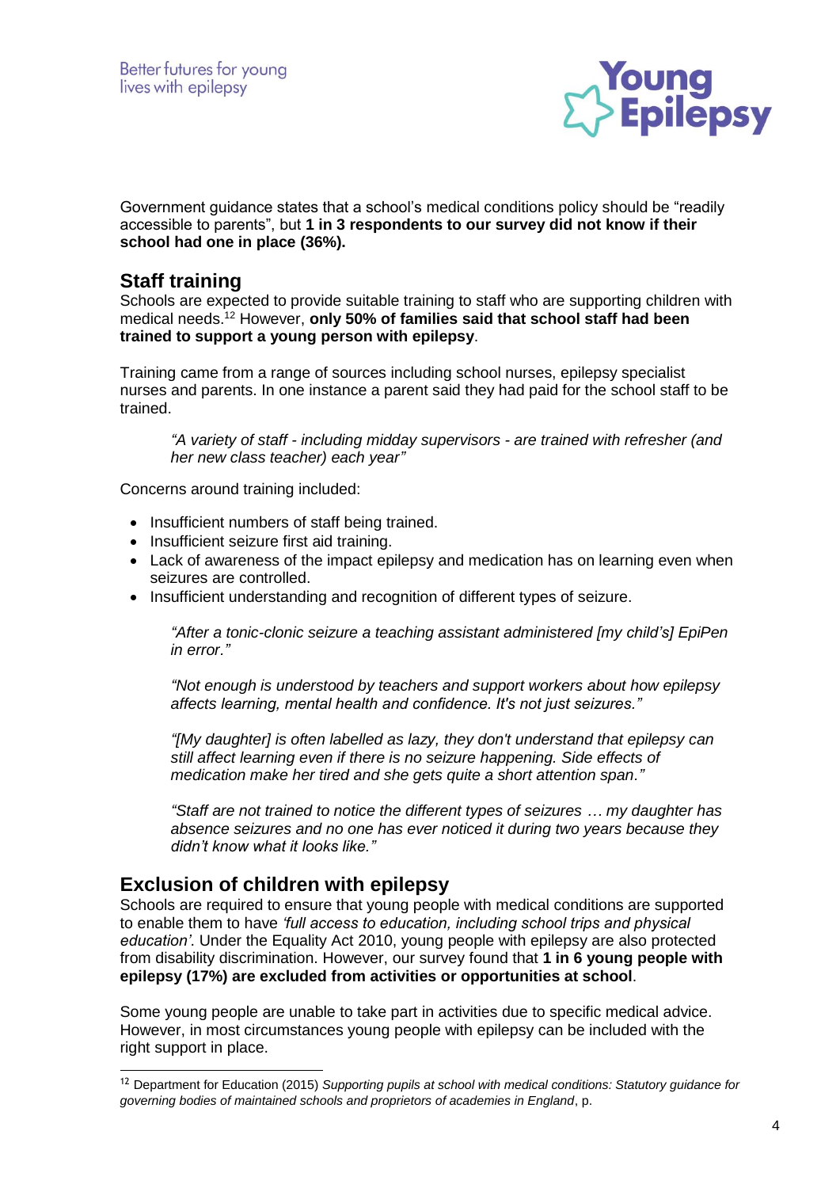Government guidance states that a school's medical conditions policy should be "readily accessible to parents", but **1 in 3 respondents to our survey did not know if their school had one in place (36%).**

## Staff training

Schools are expected to provide suitable training to staff who are supporting children with medical needs.[12] However, **only 50% of families said that school staff had been trained to support a young person with epilepsy**.

Training came from a range of sources including school nurses, epilepsy specialist nurses and parents. In one instance a parent said they had paid for the school staff to be trained.

> *"A variety of staff - including midday supervisors - are trained with refresher (and her new class teacher) each year"*

Concerns around training included:

- Insufficient numbers of staff being trained.
- Insufficient seizure first aid training.
- Lack of awareness of the impact epilepsy and medication has on learning even when seizures are controlled.
- Insufficient understanding and recognition of different types of seizure.

> *"After a tonic-clonic seizure a teaching assistant administered [my child's] EpiPen in error."*
>
> *"Not enough is understood by teachers and support workers about how epilepsy affects learning, mental health and confidence. It's not just seizures."*
>
> *"[My daughter] is often labelled as lazy, they don't understand that epilepsy can still affect learning even if there is no seizure happening. Side effects of medication make her tired and she gets quite a short attention span."*
>
> *"Staff are not trained to notice the different types of seizures … my daughter has absence seizures and no one has ever noticed it during two years because they didn't know what it looks like."*

## Exclusion of children with epilepsy

Schools are required to ensure that young people with medical conditions are supported to enable them to have *'full access to education, including school trips and physical education'*. Under the Equality Act 2010, young people with epilepsy are also protected from disability discrimination. However, our survey found that **1 in 6 young people with epilepsy (17%) are excluded from activities or opportunities at school**.

Some young people are unable to take part in activities due to specific medical advice. However, in most circumstances young people with epilepsy can be included with the right support in place.

---

[12] Department for Education (2015) *Supporting pupils at school with medical conditions: Statutory guidance for governing bodies of maintained schools and proprietors of academies in England*, p.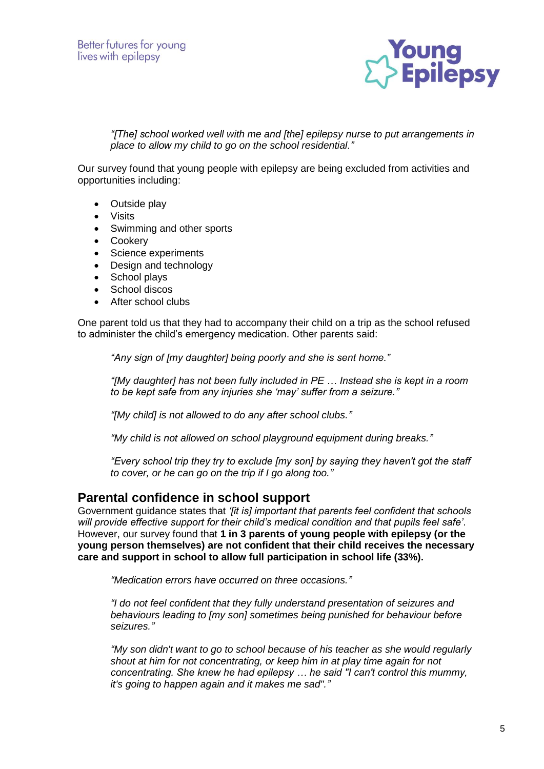*"[The] school worked well with me and [the] epilepsy nurse to put arrangements in place to allow my child to go on the school residential."*

Our survey found that young people with epilepsy are being excluded from activities and opportunities including:

- Outside play
- Visits
- Swimming and other sports
- Cookery
- Science experiments
- Design and technology
- School plays
- School discos
- After school clubs

One parent told us that they had to accompany their child on a trip as the school refused to administer the child's emergency medication. Other parents said:

*"Any sign of [my daughter] being poorly and she is sent home."*

*"[My daughter] has not been fully included in PE … Instead she is kept in a room to be kept safe from any injuries she 'may' suffer from a seizure."*

*"[My child] is not allowed to do any after school clubs."*

*"My child is not allowed on school playground equipment during breaks."*

*"Every school trip they try to exclude [my son] by saying they haven't got the staff to cover, or he can go on the trip if I go along too."*

## Parental confidence in school support

Government guidance states that *'[it is] important that parents feel confident that schools will provide effective support for their child's medical condition and that pupils feel safe'*. However, our survey found that **1 in 3 parents of young people with epilepsy (or the young person themselves) are not confident that their child receives the necessary care and support in school to allow full participation in school life (33%).**

*"Medication errors have occurred on three occasions."*

*"I do not feel confident that they fully understand presentation of seizures and behaviours leading to [my son] sometimes being punished for behaviour before seizures."*

*"My son didn't want to go to school because of his teacher as she would regularly shout at him for not concentrating, or keep him in at play time again for not concentrating. She knew he had epilepsy … he said "I can't control this mummy, it's going to happen again and it makes me sad"."*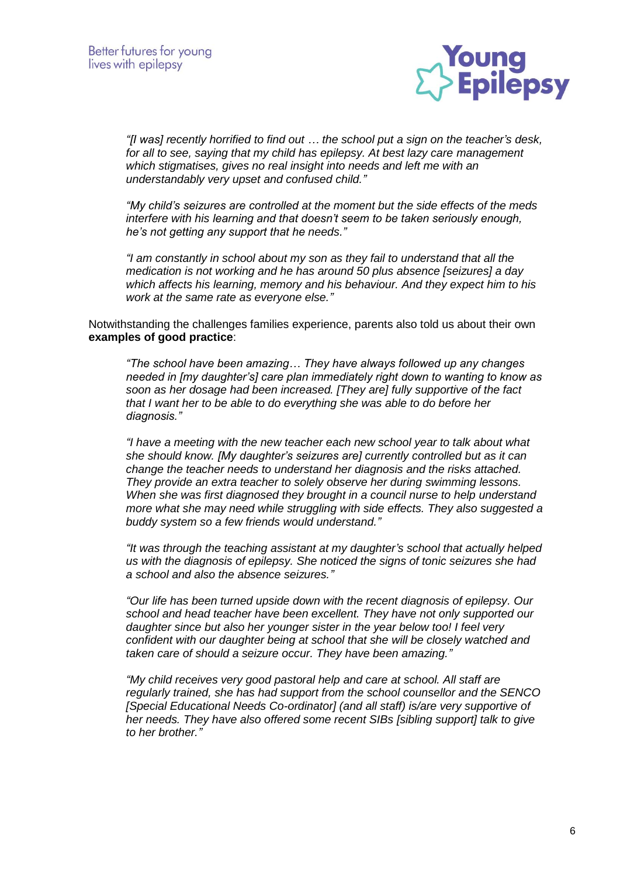*"[I was] recently horrified to find out … the school put a sign on the teacher's desk, for all to see, saying that my child has epilepsy. At best lazy care management which stigmatises, gives no real insight into needs and left me with an understandably very upset and confused child."*

*"My child's seizures are controlled at the moment but the side effects of the meds interfere with his learning and that doesn't seem to be taken seriously enough, he's not getting any support that he needs."*

*"I am constantly in school about my son as they fail to understand that all the medication is not working and he has around 50 plus absence [seizures] a day which affects his learning, memory and his behaviour. And they expect him to his work at the same rate as everyone else."*

Notwithstanding the challenges families experience, parents also told us about their own **examples of good practice**:

*"The school have been amazing… They have always followed up any changes needed in [my daughter's] care plan immediately right down to wanting to know as soon as her dosage had been increased. [They are] fully supportive of the fact that I want her to be able to do everything she was able to do before her diagnosis."*

*"I have a meeting with the new teacher each new school year to talk about what she should know. [My daughter's seizures are] currently controlled but as it can change the teacher needs to understand her diagnosis and the risks attached. They provide an extra teacher to solely observe her during swimming lessons. When she was first diagnosed they brought in a council nurse to help understand more what she may need while struggling with side effects. They also suggested a buddy system so a few friends would understand."*

*"It was through the teaching assistant at my daughter's school that actually helped us with the diagnosis of epilepsy. She noticed the signs of tonic seizures she had a school and also the absence seizures."*

*"Our life has been turned upside down with the recent diagnosis of epilepsy. Our school and head teacher have been excellent. They have not only supported our daughter since but also her younger sister in the year below too! I feel very confident with our daughter being at school that she will be closely watched and taken care of should a seizure occur. They have been amazing."*

*"My child receives very good pastoral help and care at school. All staff are regularly trained, she has had support from the school counsellor and the SENCO [Special Educational Needs Co-ordinator] (and all staff) is/are very supportive of her needs. They have also offered some recent SIBs [sibling support] talk to give to her brother."*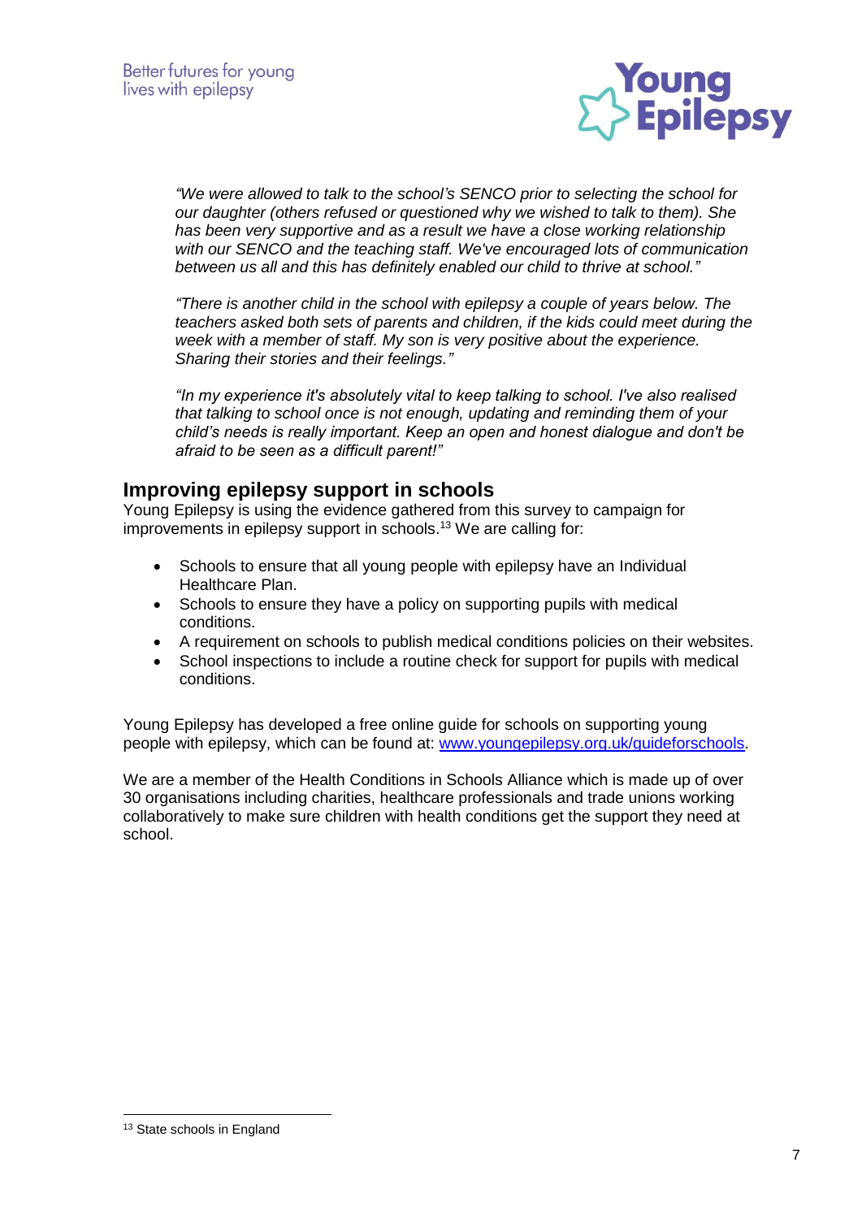*"We were allowed to talk to the school's SENCO prior to selecting the school for our daughter (others refused or questioned why we wished to talk to them). She has been very supportive and as a result we have a close working relationship with our SENCO and the teaching staff. We've encouraged lots of communication between us all and this has definitely enabled our child to thrive at school."*

*"There is another child in the school with epilepsy a couple of years below. The teachers asked both sets of parents and children, if the kids could meet during the week with a member of staff. My son is very positive about the experience. Sharing their stories and their feelings."*

*"In my experience it's absolutely vital to keep talking to school. I've also realised that talking to school once is not enough, updating and reminding them of your child's needs is really important. Keep an open and honest dialogue and don't be afraid to be seen as a difficult parent!"*

## Improving epilepsy support in schools

Young Epilepsy is using the evidence gathered from this survey to campaign for improvements in epilepsy support in schools.[13] We are calling for:

- Schools to ensure that all young people with epilepsy have an Individual Healthcare Plan.
- Schools to ensure they have a policy on supporting pupils with medical conditions.
- A requirement on schools to publish medical conditions policies on their websites.
- School inspections to include a routine check for support for pupils with medical conditions.

Young Epilepsy has developed a free online guide for schools on supporting young people with epilepsy, which can be found at: [www.youngepilepsy.org.uk/guideforschools](http://www.youngepilepsy.org.uk/guideforschools).

We are a member of the Health Conditions in Schools Alliance which is made up of over 30 organisations including charities, healthcare professionals and trade unions working collaboratively to make sure children with health conditions get the support they need at school.

[13] State schools in England